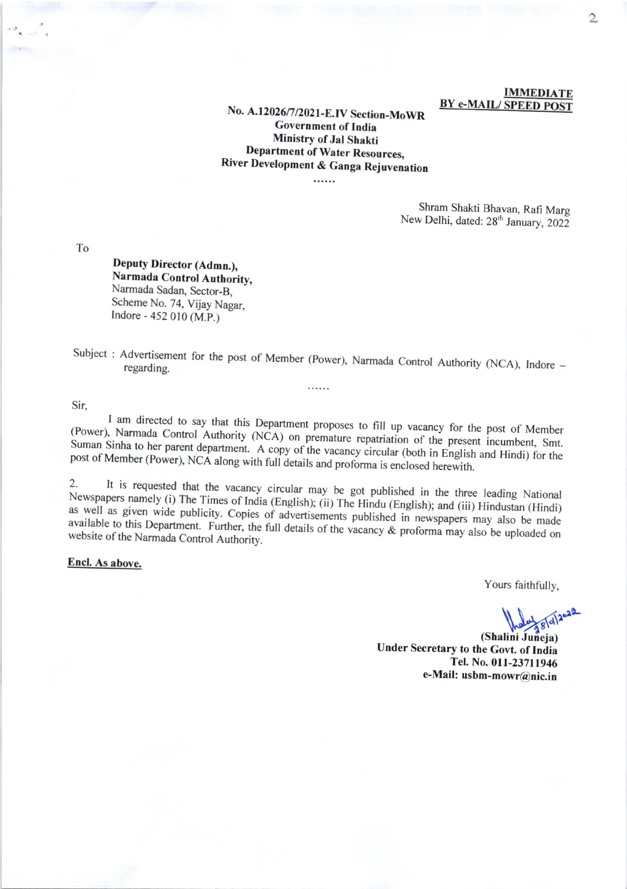**IMMEDIATE**
**BY e-MAIL/ SPEED POST**

**No. A.12026/7/2021-E.IV Section-MoWR**
**Government of India**
**Ministry of Jal Shakti**
**Department of Water Resources,**
**River Development & Ganga Rejuvenation**

......

Shram Shakti Bhavan, Rafi Marg
New Delhi, dated: 28th January, 2022

To

**Deputy Director (Admn.),**
**Narmada Control Authority,**
Narmada Sadan, Sector-B,
Scheme No. 74, Vijay Nagar,
Indore - 452 010 (M.P.)

Subject : Advertisement for the post of Member (Power), Narmada Control Authority (NCA), Indore – regarding.

......

Sir,

I am directed to say that this Department proposes to fill up vacancy for the post of Member (Power), Narmada Control Authority (NCA) on premature repatriation of the present incumbent, Smt. Suman Sinha to her parent department. A copy of the vacancy circular (both in English and Hindi) for the post of Member (Power), NCA along with full details and proforma is enclosed herewith.

2. It is requested that the vacancy circular may be got published in the three leading National Newspapers namely (i) The Times of India (English); (ii) The Hindu (English); and (iii) Hindustan (Hindi) as well as given wide publicity. Copies of advertisements published in newspapers may also be made available to this Department. Further, the full details of the vacancy & proforma may also be uploaded on website of the Narmada Control Authority.

**Encl. As above.**

Yours faithfully,

28/01/2022

**(Shalini Juneja)**
**Under Secretary to the Govt. of India**
**Tel. No. 011-23711946**
**e-Mail: usbm-mowr@nic.in**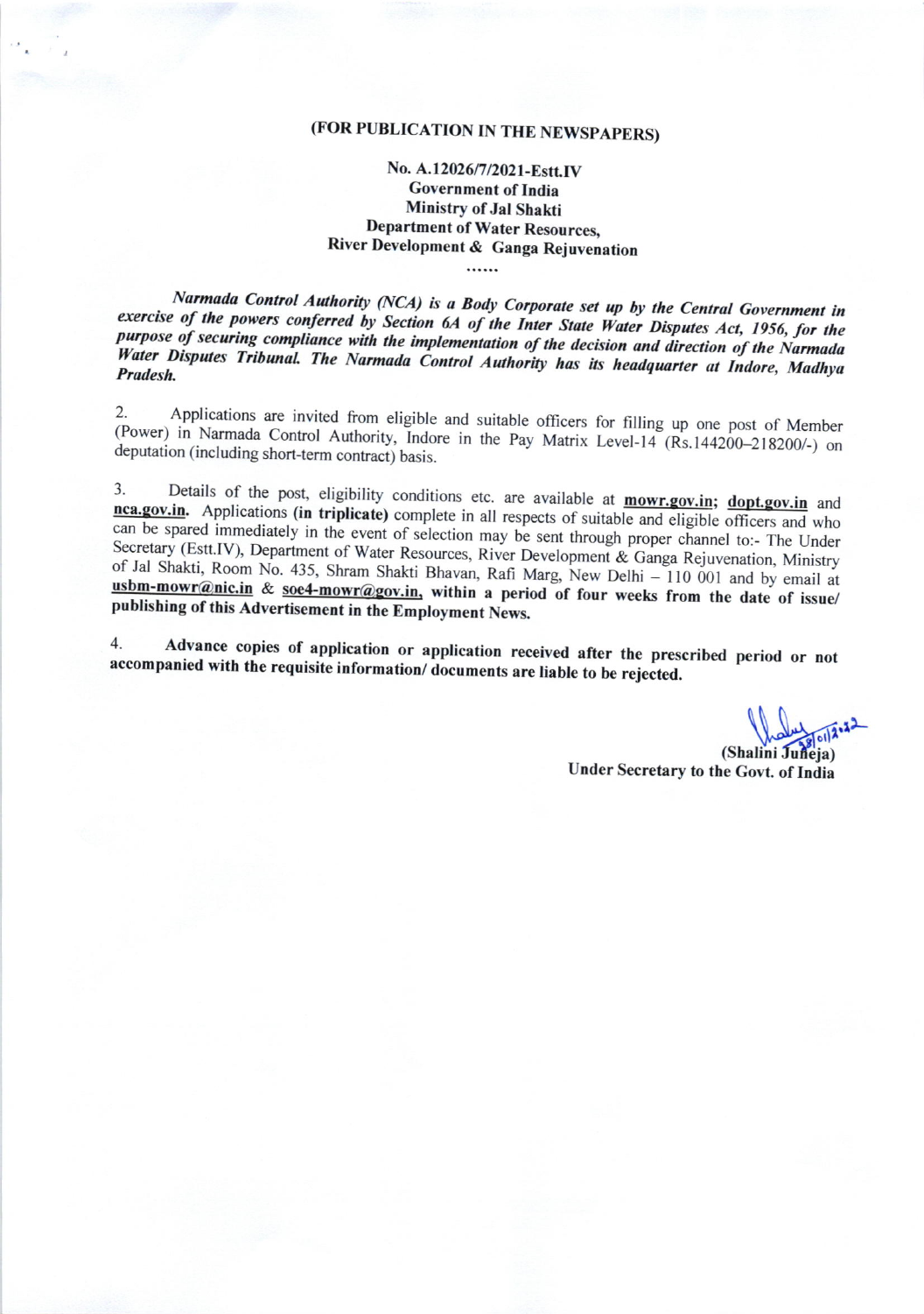**(FOR PUBLICATION IN THE NEWSPAPERS)**

**No. A.12026/7/2021-Estt.IV**
**Government of India**
**Ministry of Jal Shakti**
**Department of Water Resources,**
**River Development & Ganga Rejuvenation**

......

***Narmada Control Authority (NCA) is a Body Corporate set up by the Central Government in exercise of the powers conferred by Section 6A of the Inter State Water Disputes Act, 1956, for the purpose of securing compliance with the implementation of the decision and direction of the Narmada Water Disputes Tribunal. The Narmada Control Authority has its headquarter at Indore, Madhya Pradesh.***

2. Applications are invited from eligible and suitable officers for filling up one post of Member (Power) in Narmada Control Authority, Indore in the Pay Matrix Level-14 (Rs.144200–218200/-) on deputation (including short-term contract) basis.

3. Details of the post, eligibility conditions etc. are available at **mowr.gov.in**; **dopt.gov.in** and **nca.gov.in**. Applications **(in triplicate)** complete in all respects of suitable and eligible officers and who can be spared immediately in the event of selection may be sent through proper channel to:- The Under Secretary (Estt.IV), Department of Water Resources, River Development & Ganga Rejuvenation, Ministry of Jal Shakti, Room No. 435, Shram Shakti Bhavan, Rafi Marg, New Delhi – 110 001 and by email at **usbm-mowr@nic.in** & **soe4-mowr@gov.in, within a period of four weeks from the date of issue/ publishing of this Advertisement in the Employment News.**

4. **Advance copies of application or application received after the prescribed period or not accompanied with the requisite information/ documents are liable to be rejected.**

28/01/2022

**(Shalini Juneja)**
**Under Secretary to the Govt. of India**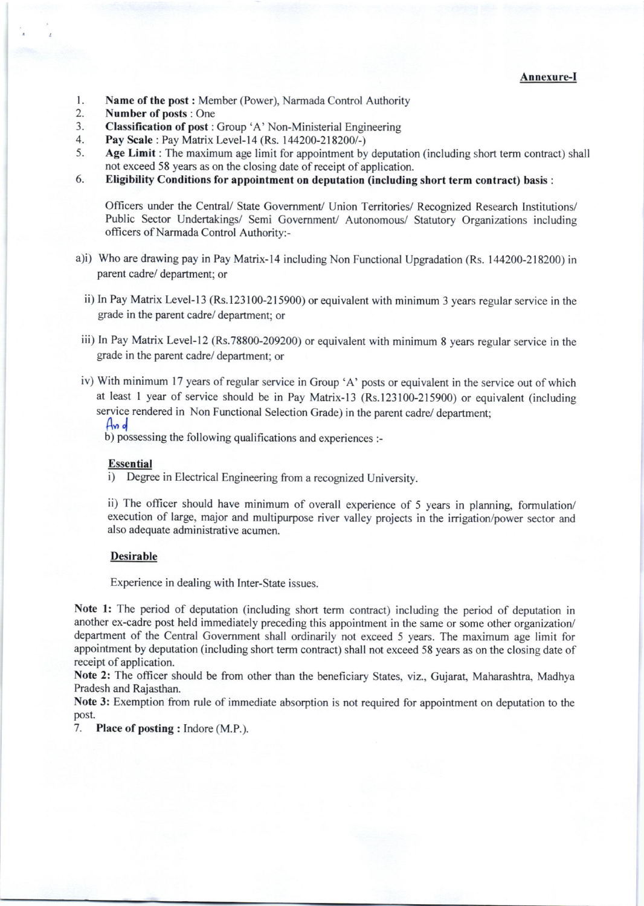**Annexure-I**

1. **Name of the post :** Member (Power), Narmada Control Authority
2. **Number of posts** : One
3. **Classification of post** : Group 'A' Non-Ministerial Engineering
4. **Pay Scale** : Pay Matrix Level-14 (Rs. 144200-218200/-)
5. **Age Limit** : The maximum age limit for appointment by deputation (including short term contract) shall not exceed 58 years as on the closing date of receipt of application.
6. **Eligibility Conditions for appointment on deputation (including short term contract) basis** :

   Officers under the Central/ State Government/ Union Territories/ Recognized Research Institutions/ Public Sector Undertakings/ Semi Government/ Autonomous/ Statutory Organizations including officers of Narmada Control Authority:-

a)i) Who are drawing pay in Pay Matrix-14 including Non Functional Upgradation (Rs. 144200-218200) in parent cadre/ department; or

ii) In Pay Matrix Level-13 (Rs.123100-215900) or equivalent with minimum 3 years regular service in the grade in the parent cadre/ department; or

iii) In Pay Matrix Level-12 (Rs.78800-209200) or equivalent with minimum 8 years regular service in the grade in the parent cadre/ department; or

iv) With minimum 17 years of regular service in Group 'A' posts or equivalent in the service out of which at least 1 year of service should be in Pay Matrix-13 (Rs.123100-215900) or equivalent (including service rendered in Non Functional Selection Grade) in the parent cadre/ department;

And

b) possessing the following qualifications and experiences :-

**Essential**

i) Degree in Electrical Engineering from a recognized University.

ii) The officer should have minimum of overall experience of 5 years in planning, formulation/ execution of large, major and multipurpose river valley projects in the irrigation/power sector and also adequate administrative acumen.

**Desirable**

Experience in dealing with Inter-State issues.

**Note 1:** The period of deputation (including short term contract) including the period of deputation in another ex-cadre post held immediately preceding this appointment in the same or some other organization/ department of the Central Government shall ordinarily not exceed 5 years. The maximum age limit for appointment by deputation (including short term contract) shall not exceed 58 years as on the closing date of receipt of application.

**Note 2:** The officer should be from other than the beneficiary States, viz., Gujarat, Maharashtra, Madhya Pradesh and Rajasthan.

**Note 3:** Exemption from rule of immediate absorption is not required for appointment on deputation to the post.

7. **Place of posting :** Indore (M.P.).